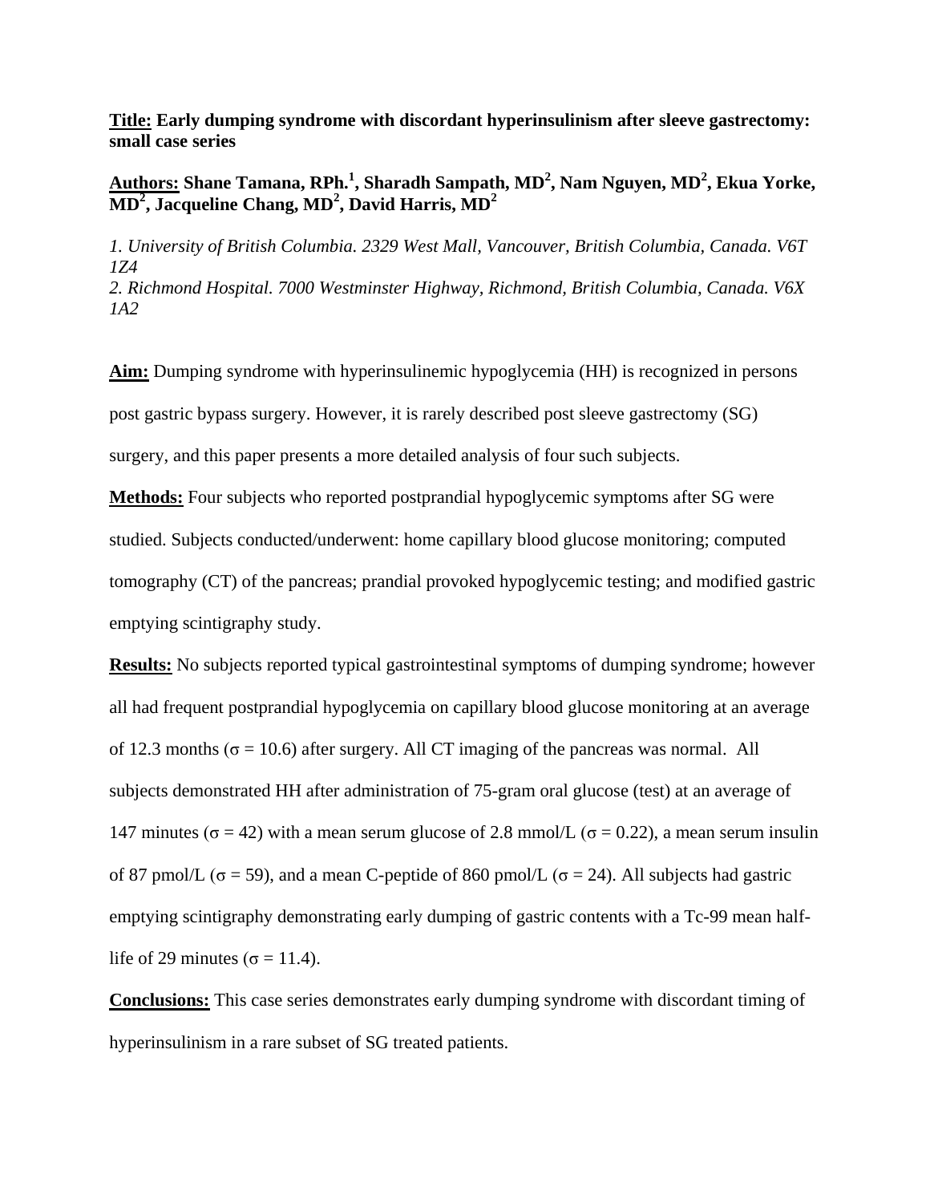**Title:** **Early dumping syndrome with discordant hyperinsulinism after sleeve gastrectomy: small case series**

**Authors:** **Shane Tamana, RPh.[1], Sharadh Sampath, MD[2], Nam Nguyen, MD[2], Ekua Yorke, MD[2], Jacqueline Chang, MD[2], David Harris, MD[2]**

*1. University of British Columbia. 2329 West Mall, Vancouver, British Columbia, Canada. V6T 1Z4*
*2. Richmond Hospital. 7000 Westminster Highway, Richmond, British Columbia, Canada. V6X 1A2*

**Aim:** Dumping syndrome with hyperinsulinemic hypoglycemia (HH) is recognized in persons post gastric bypass surgery. However, it is rarely described post sleeve gastrectomy (SG) surgery, and this paper presents a more detailed analysis of four such subjects.

**Methods:** Four subjects who reported postprandial hypoglycemic symptoms after SG were studied. Subjects conducted/underwent: home capillary blood glucose monitoring; computed tomography (CT) of the pancreas; prandial provoked hypoglycemic testing; and modified gastric emptying scintigraphy study.

**Results:** No subjects reported typical gastrointestinal symptoms of dumping syndrome; however all had frequent postprandial hypoglycemia on capillary blood glucose monitoring at an average of 12.3 months ($\sigma = 10.6$) after surgery. All CT imaging of the pancreas was normal. All subjects demonstrated HH after administration of 75-gram oral glucose (test) at an average of 147 minutes ($\sigma = 42$) with a mean serum glucose of 2.8 mmol/L ($\sigma = 0.22$), a mean serum insulin of 87 pmol/L ($\sigma = 59$), and a mean C-peptide of 860 pmol/L ($\sigma = 24$). All subjects had gastric emptying scintigraphy demonstrating early dumping of gastric contents with a Tc-99 mean half-life of 29 minutes ($\sigma = 11.4$).

**Conclusions:** This case series demonstrates early dumping syndrome with discordant timing of hyperinsulinism in a rare subset of SG treated patients.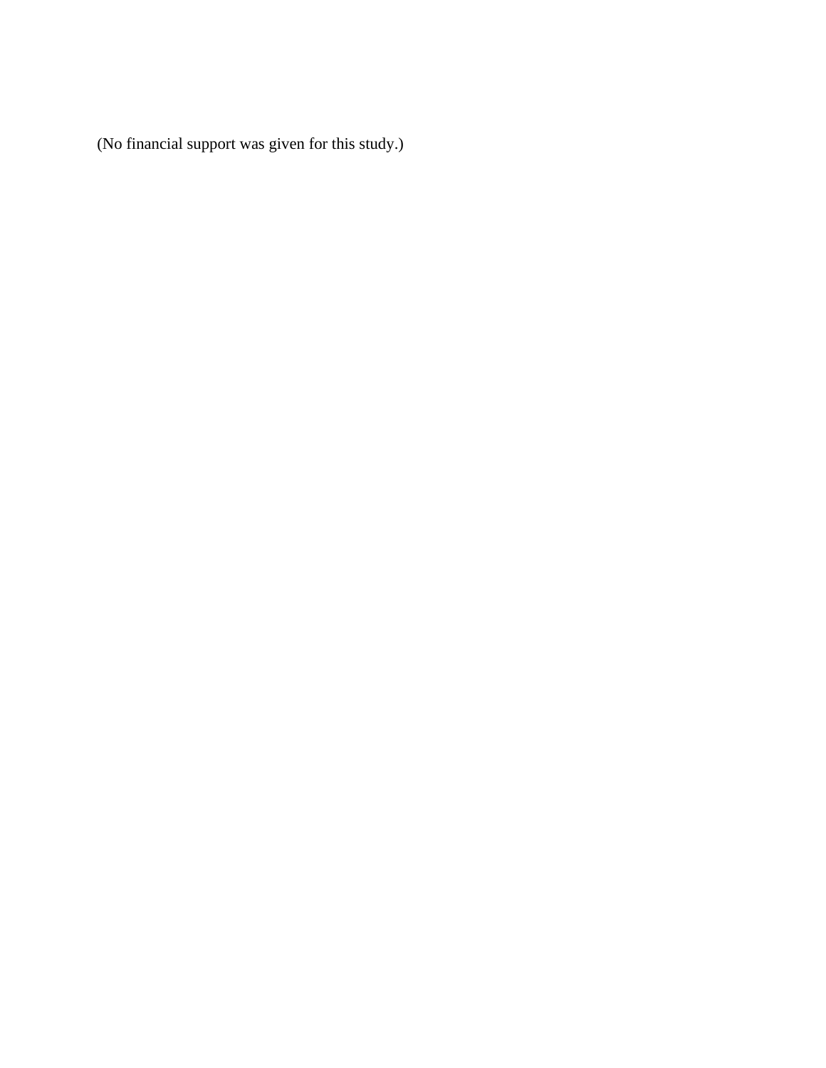(No financial support was given for this study.)